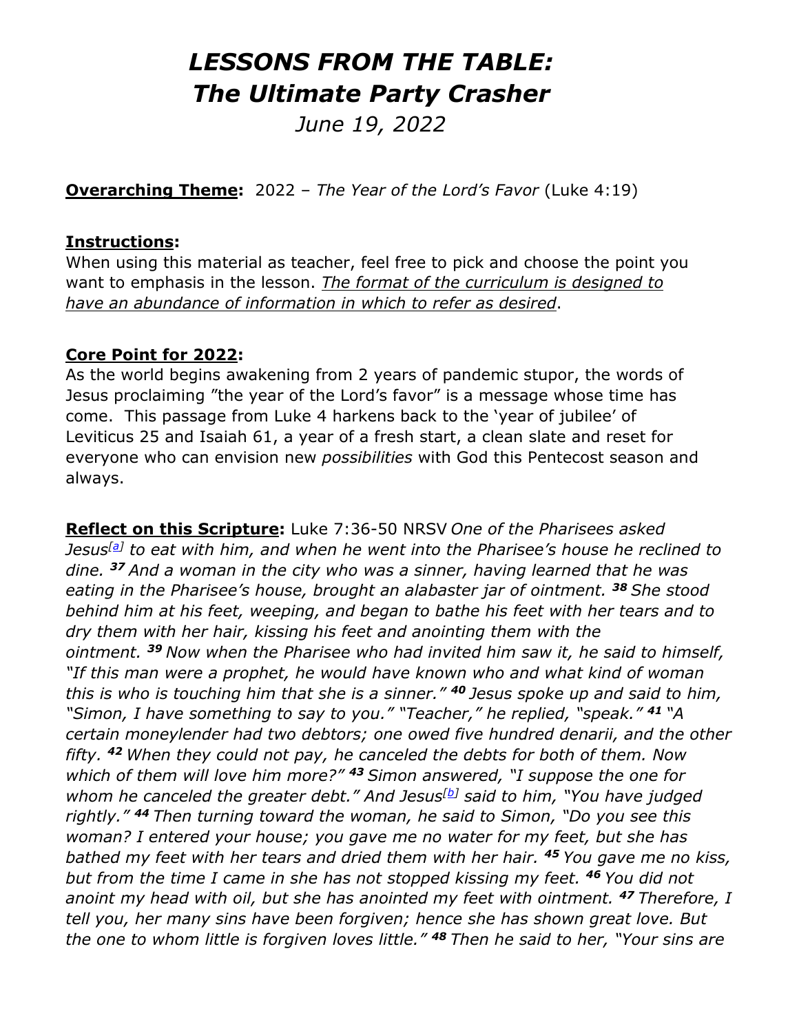# *LESSONS FROM THE TABLE:*
# *The Ultimate Party Crasher*

*June 19, 2022*

**Overarching Theme:** 2022 – *The Year of the Lord's Favor* (Luke 4:19)

**Instructions:**
When using this material as teacher, feel free to pick and choose the point you want to emphasis in the lesson. *The format of the curriculum is designed to have an abundance of information in which to refer as desired*.

**Core Point for 2022:**
As the world begins awakening from 2 years of pandemic stupor, the words of Jesus proclaiming "the year of the Lord's favor" is a message whose time has come. This passage from Luke 4 harkens back to the 'year of jubilee' of Leviticus 25 and Isaiah 61, a year of a fresh start, a clean slate and reset for everyone who can envision new *possibilities* with God this Pentecost season and always.

**Reflect on this Scripture:** Luke 7:36-50 NRSV *One of the Pharisees asked Jesus[a] to eat with him, and when he went into the Pharisee's house he reclined to dine.* ***37*** *And a woman in the city who was a sinner, having learned that he was eating in the Pharisee's house, brought an alabaster jar of ointment.* ***38*** *She stood behind him at his feet, weeping, and began to bathe his feet with her tears and to dry them with her hair, kissing his feet and anointing them with the ointment.* ***39*** *Now when the Pharisee who had invited him saw it, he said to himself, "If this man were a prophet, he would have known who and what kind of woman this is who is touching him that she is a sinner."* ***40*** *Jesus spoke up and said to him, "Simon, I have something to say to you." "Teacher," he replied, "speak."* ***41*** *"A certain moneylender had two debtors; one owed five hundred denarii, and the other fifty.* ***42*** *When they could not pay, he canceled the debts for both of them. Now which of them will love him more?"* ***43*** *Simon answered, "I suppose the one for whom he canceled the greater debt." And Jesus[b] said to him, "You have judged rightly."* ***44*** *Then turning toward the woman, he said to Simon, "Do you see this woman? I entered your house; you gave me no water for my feet, but she has bathed my feet with her tears and dried them with her hair.* ***45*** *You gave me no kiss, but from the time I came in she has not stopped kissing my feet.* ***46*** *You did not anoint my head with oil, but she has anointed my feet with ointment.* ***47*** *Therefore, I tell you, her many sins have been forgiven; hence she has shown great love. But the one to whom little is forgiven loves little."* ***48*** *Then he said to her, "Your sins are*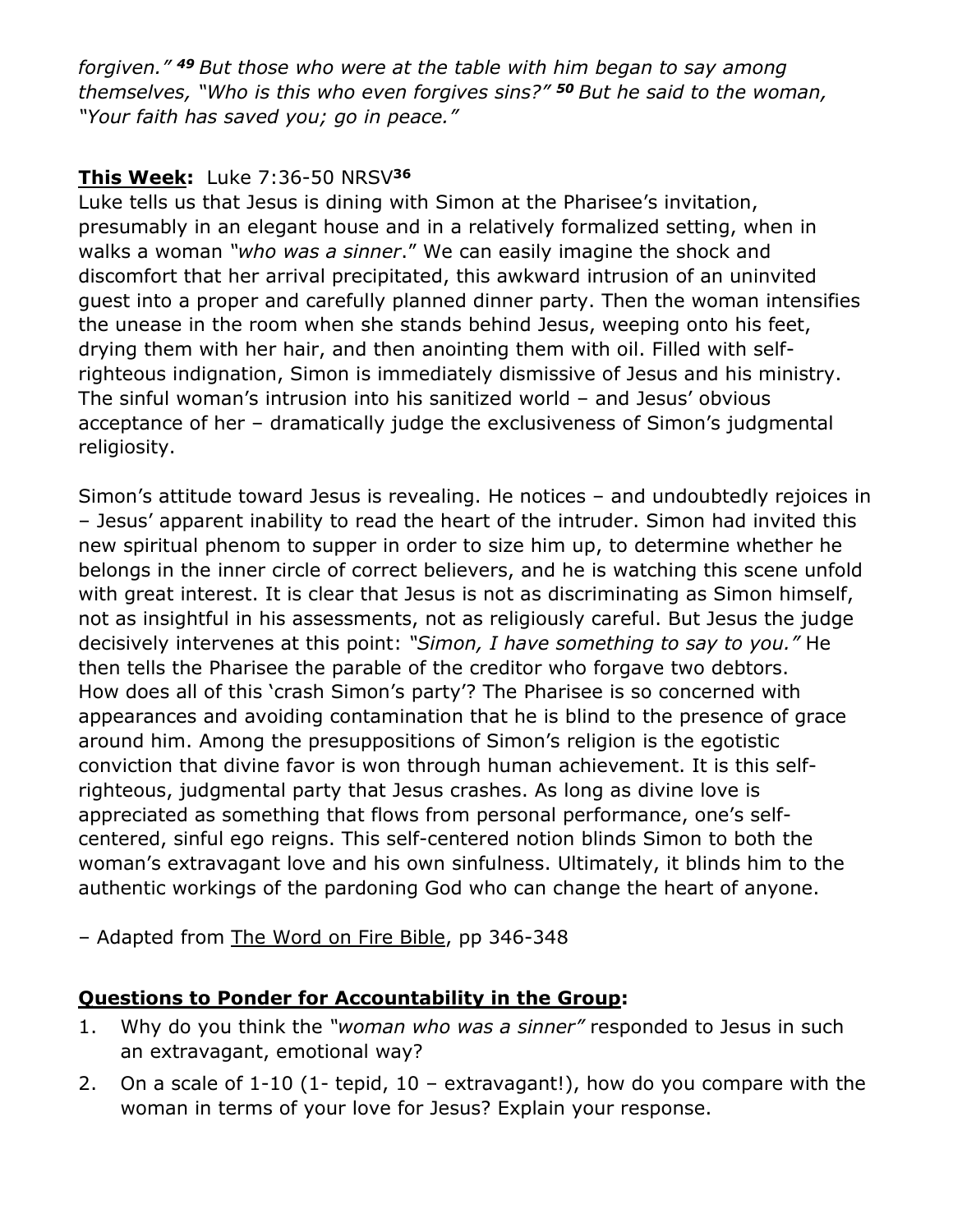*forgiven."* ***49*** *But those who were at the table with him began to say among themselves, "Who is this who even forgives sins?"* ***50*** *But he said to the woman, "Your faith has saved you; go in peace."*

**This Week:** Luke 7:36-50 NRSV**36**

Luke tells us that Jesus is dining with Simon at the Pharisee's invitation, presumably in an elegant house and in a relatively formalized setting, when in walks a woman *"who was a sinner*." We can easily imagine the shock and discomfort that her arrival precipitated, this awkward intrusion of an uninvited guest into a proper and carefully planned dinner party. Then the woman intensifies the unease in the room when she stands behind Jesus, weeping onto his feet, drying them with her hair, and then anointing them with oil. Filled with self-righteous indignation, Simon is immediately dismissive of Jesus and his ministry. The sinful woman's intrusion into his sanitized world – and Jesus' obvious acceptance of her – dramatically judge the exclusiveness of Simon's judgmental religiosity.

Simon's attitude toward Jesus is revealing. He notices – and undoubtedly rejoices in – Jesus' apparent inability to read the heart of the intruder. Simon had invited this new spiritual phenom to supper in order to size him up, to determine whether he belongs in the inner circle of correct believers, and he is watching this scene unfold with great interest. It is clear that Jesus is not as discriminating as Simon himself, not as insightful in his assessments, not as religiously careful. But Jesus the judge decisively intervenes at this point: *"Simon, I have something to say to you."* He then tells the Pharisee the parable of the creditor who forgave two debtors. How does all of this 'crash Simon's party'? The Pharisee is so concerned with appearances and avoiding contamination that he is blind to the presence of grace around him. Among the presuppositions of Simon's religion is the egotistic conviction that divine favor is won through human achievement. It is this self-righteous, judgmental party that Jesus crashes. As long as divine love is appreciated as something that flows from personal performance, one's self-centered, sinful ego reigns. This self-centered notion blinds Simon to both the woman's extravagant love and his own sinfulness. Ultimately, it blinds him to the authentic workings of the pardoning God who can change the heart of anyone.

– Adapted from The Word on Fire Bible, pp 346-348

**Questions to Ponder for Accountability in the Group:**

1. Why do you think the *"woman who was a sinner"* responded to Jesus in such an extravagant, emotional way?
2. On a scale of 1-10 (1- tepid, 10 – extravagant!), how do you compare with the woman in terms of your love for Jesus? Explain your response.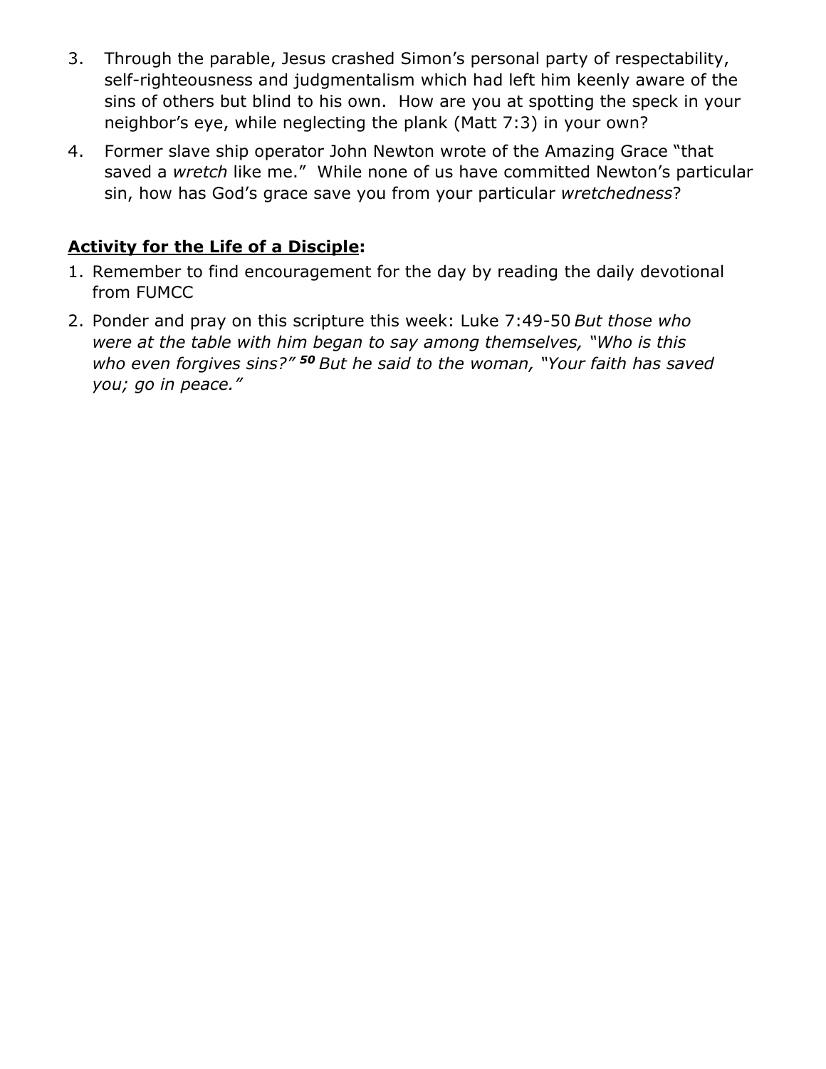3. Through the parable, Jesus crashed Simon's personal party of respectability, self-righteousness and judgmentalism which had left him keenly aware of the sins of others but blind to his own. How are you at spotting the speck in your neighbor's eye, while neglecting the plank (Matt 7:3) in your own?
4. Former slave ship operator John Newton wrote of the Amazing Grace "that saved a *wretch* like me." While none of us have committed Newton's particular sin, how has God's grace save you from your particular *wretchedness*?

**<u>Activity for the Life of a Disciple</u>:**

1. Remember to find encouragement for the day by reading the daily devotional from FUMCC
2. Ponder and pray on this scripture this week: Luke 7:49-50 *But those who were at the table with him began to say among themselves, "Who is this who even forgives sins?"* ***50*** *But he said to the woman, "Your faith has saved you; go in peace."*